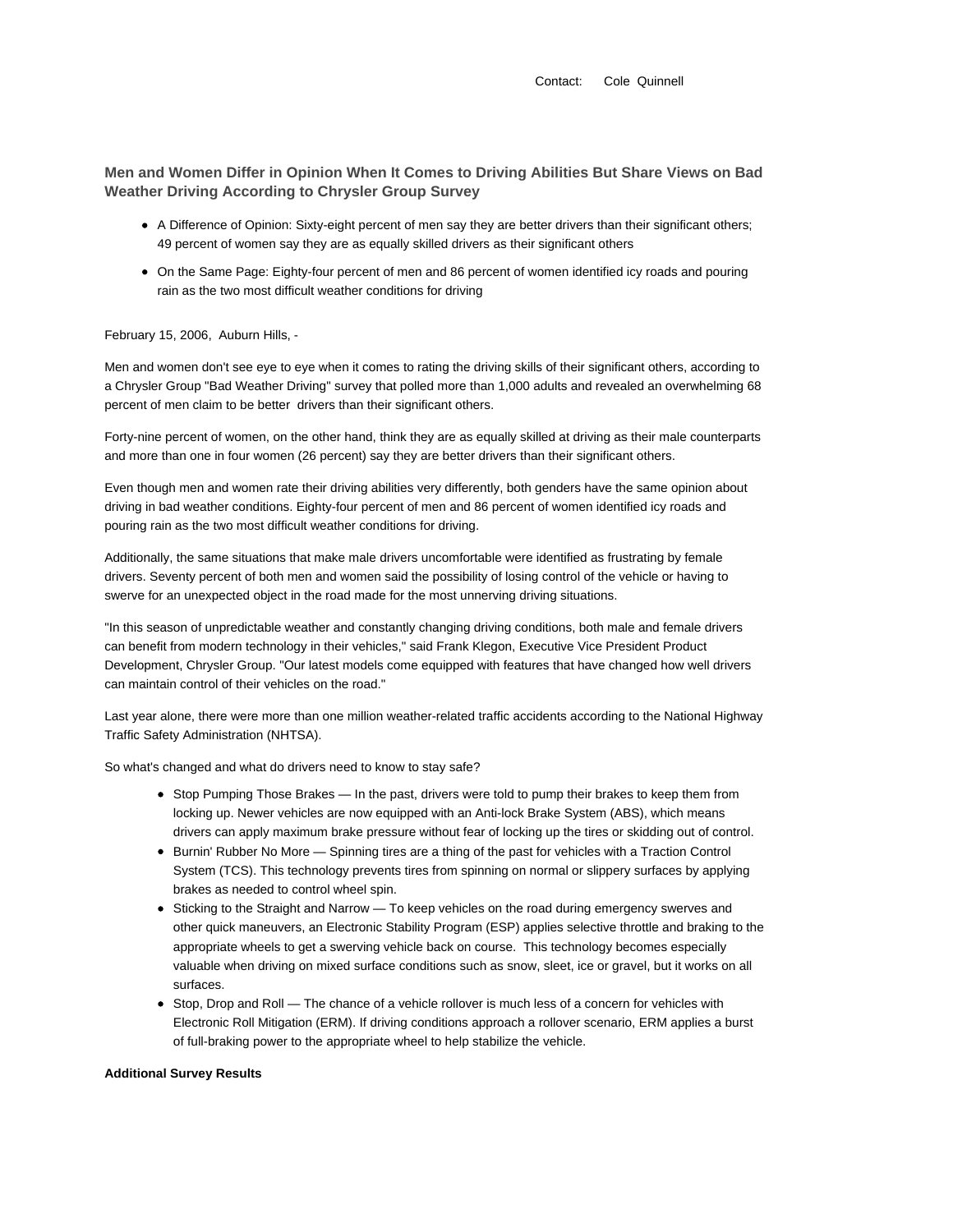Contact: Cole Quinnell

## Men and Women Differ in Opinion When It Comes to Driving Abilities But Share Views on Bad Weather Driving According to Chrysler Group Survey

- A Difference of Opinion: Sixty-eight percent of men say they are better drivers than their significant others; 49 percent of women say they are as equally skilled drivers as their significant others
- On the Same Page: Eighty-four percent of men and 86 percent of women identified icy roads and pouring rain as the two most difficult weather conditions for driving

February 15, 2006, Auburn Hills, -

Men and women don't see eye to eye when it comes to rating the driving skills of their significant others, according to a Chrysler Group "Bad Weather Driving" survey that polled more than 1,000 adults and revealed an overwhelming 68 percent of men claim to be better drivers than their significant others.

Forty-nine percent of women, on the other hand, think they are as equally skilled at driving as their male counterparts and more than one in four women (26 percent) say they are better drivers than their significant others.

Even though men and women rate their driving abilities very differently, both genders have the same opinion about driving in bad weather conditions. Eighty-four percent of men and 86 percent of women identified icy roads and pouring rain as the two most difficult weather conditions for driving.

Additionally, the same situations that make male drivers uncomfortable were identified as frustrating by female drivers. Seventy percent of both men and women said the possibility of losing control of the vehicle or having to swerve for an unexpected object in the road made for the most unnerving driving situations.

"In this season of unpredictable weather and constantly changing driving conditions, both male and female drivers can benefit from modern technology in their vehicles," said Frank Klegon, Executive Vice President Product Development, Chrysler Group. "Our latest models come equipped with features that have changed how well drivers can maintain control of their vehicles on the road."

Last year alone, there were more than one million weather-related traffic accidents according to the National Highway Traffic Safety Administration (NHTSA).

So what's changed and what do drivers need to know to stay safe?

- Stop Pumping Those Brakes — In the past, drivers were told to pump their brakes to keep them from locking up. Newer vehicles are now equipped with an Anti-lock Brake System (ABS), which means drivers can apply maximum brake pressure without fear of locking up the tires or skidding out of control.
- Burnin' Rubber No More — Spinning tires are a thing of the past for vehicles with a Traction Control System (TCS). This technology prevents tires from spinning on normal or slippery surfaces by applying brakes as needed to control wheel spin.
- Sticking to the Straight and Narrow — To keep vehicles on the road during emergency swerves and other quick maneuvers, an Electronic Stability Program (ESP) applies selective throttle and braking to the appropriate wheels to get a swerving vehicle back on course. This technology becomes especially valuable when driving on mixed surface conditions such as snow, sleet, ice or gravel, but it works on all surfaces.
- Stop, Drop and Roll — The chance of a vehicle rollover is much less of a concern for vehicles with Electronic Roll Mitigation (ERM). If driving conditions approach a rollover scenario, ERM applies a burst of full-braking power to the appropriate wheel to help stabilize the vehicle.

**Additional Survey Results**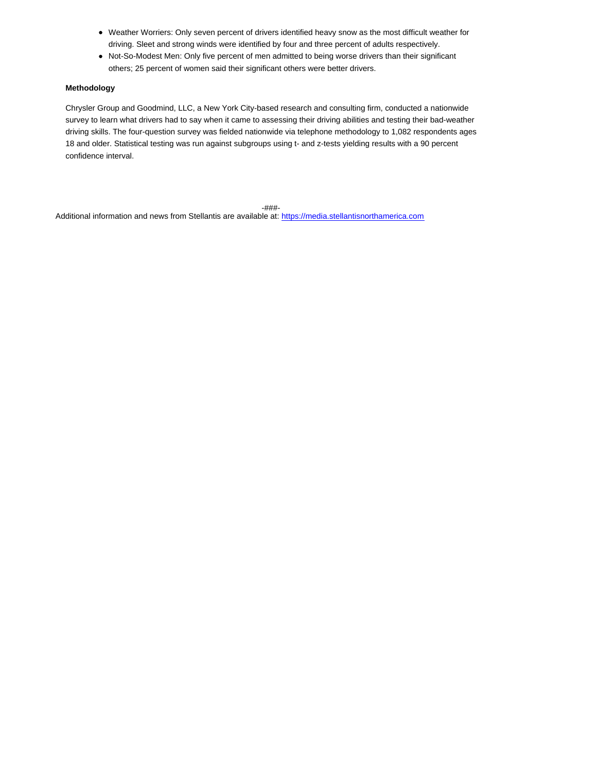- Weather Worriers: Only seven percent of drivers identified heavy snow as the most difficult weather for driving. Sleet and strong winds were identified by four and three percent of adults respectively.
- Not-So-Modest Men: Only five percent of men admitted to being worse drivers than their significant others; 25 percent of women said their significant others were better drivers.

**Methodology**

Chrysler Group and Goodmind, LLC, a New York City-based research and consulting firm, conducted a nationwide survey to learn what drivers had to say when it came to assessing their driving abilities and testing their bad-weather driving skills. The four-question survey was fielded nationwide via telephone methodology to 1,082 respondents ages 18 and older. Statistical testing was run against subgroups using t- and z-tests yielding results with a 90 percent confidence interval.

-###-

Additional information and news from Stellantis are available at: https://media.stellantisnorthamerica.com